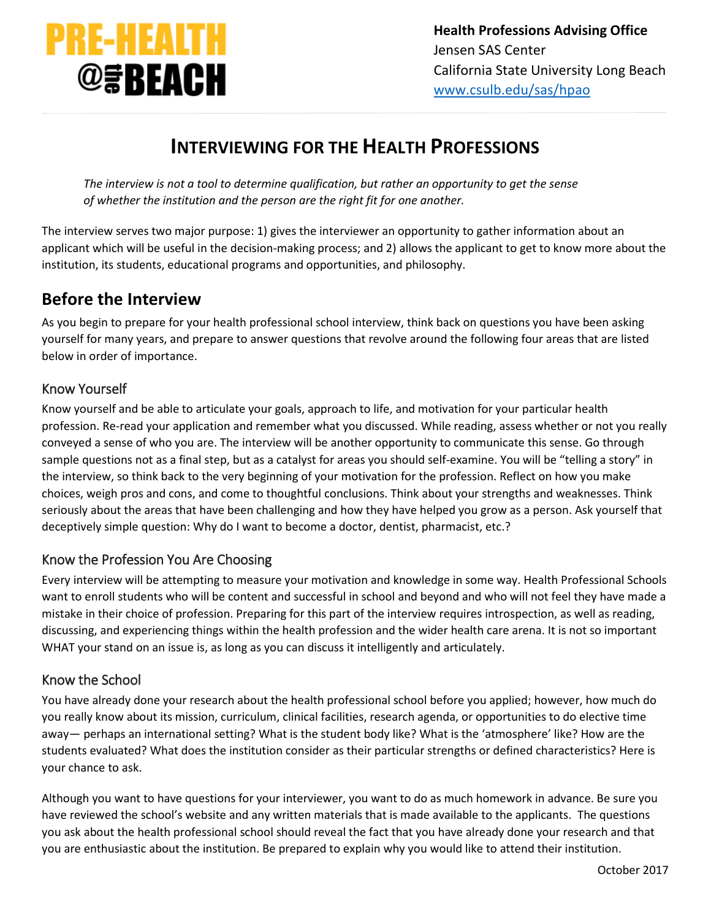PRE-HEALTH @the BEACH

**Health Professions Advising Office**
Jensen SAS Center
California State University Long Beach
www.csulb.edu/sas/hpao

# INTERVIEWING FOR THE HEALTH PROFESSIONS

*The interview is not a tool to determine qualification, but rather an opportunity to get the sense of whether the institution and the person are the right fit for one another.*

The interview serves two major purpose: 1) gives the interviewer an opportunity to gather information about an applicant which will be useful in the decision-making process; and 2) allows the applicant to get to know more about the institution, its students, educational programs and opportunities, and philosophy.

## Before the Interview

As you begin to prepare for your health professional school interview, think back on questions you have been asking yourself for many years, and prepare to answer questions that revolve around the following four areas that are listed below in order of importance.

### Know Yourself

Know yourself and be able to articulate your goals, approach to life, and motivation for your particular health profession. Re-read your application and remember what you discussed. While reading, assess whether or not you really conveyed a sense of who you are. The interview will be another opportunity to communicate this sense. Go through sample questions not as a final step, but as a catalyst for areas you should self-examine. You will be "telling a story" in the interview, so think back to the very beginning of your motivation for the profession. Reflect on how you make choices, weigh pros and cons, and come to thoughtful conclusions. Think about your strengths and weaknesses. Think seriously about the areas that have been challenging and how they have helped you grow as a person. Ask yourself that deceptively simple question: Why do I want to become a doctor, dentist, pharmacist, etc.?

### Know the Profession You Are Choosing

Every interview will be attempting to measure your motivation and knowledge in some way. Health Professional Schools want to enroll students who will be content and successful in school and beyond and who will not feel they have made a mistake in their choice of profession. Preparing for this part of the interview requires introspection, as well as reading, discussing, and experiencing things within the health profession and the wider health care arena. It is not so important WHAT your stand on an issue is, as long as you can discuss it intelligently and articulately.

### Know the School

You have already done your research about the health professional school before you applied; however, how much do you really know about its mission, curriculum, clinical facilities, research agenda, or opportunities to do elective time away— perhaps an international setting? What is the student body like? What is the 'atmosphere' like? How are the students evaluated? What does the institution consider as their particular strengths or defined characteristics? Here is your chance to ask.

Although you want to have questions for your interviewer, you want to do as much homework in advance. Be sure you have reviewed the school's website and any written materials that is made available to the applicants. The questions you ask about the health professional school should reveal the fact that you have already done your research and that you are enthusiastic about the institution. Be prepared to explain why you would like to attend their institution.

October 2017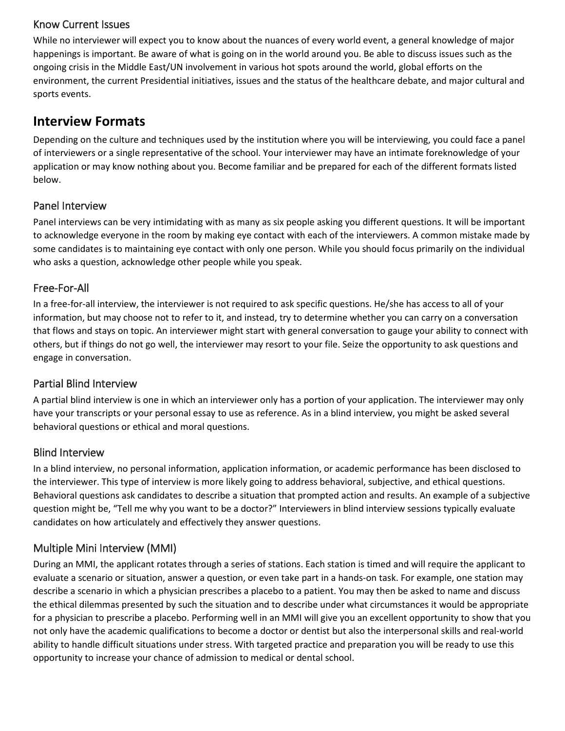### Know Current Issues

While no interviewer will expect you to know about the nuances of every world event, a general knowledge of major happenings is important. Be aware of what is going on in the world around you. Be able to discuss issues such as the ongoing crisis in the Middle East/UN involvement in various hot spots around the world, global efforts on the environment, the current Presidential initiatives, issues and the status of the healthcare debate, and major cultural and sports events.

## Interview Formats

Depending on the culture and techniques used by the institution where you will be interviewing, you could face a panel of interviewers or a single representative of the school. Your interviewer may have an intimate foreknowledge of your application or may know nothing about you. Become familiar and be prepared for each of the different formats listed below.

### Panel Interview

Panel interviews can be very intimidating with as many as six people asking you different questions. It will be important to acknowledge everyone in the room by making eye contact with each of the interviewers. A common mistake made by some candidates is to maintaining eye contact with only one person. While you should focus primarily on the individual who asks a question, acknowledge other people while you speak.

### Free-For-All

In a free-for-all interview, the interviewer is not required to ask specific questions. He/she has access to all of your information, but may choose not to refer to it, and instead, try to determine whether you can carry on a conversation that flows and stays on topic. An interviewer might start with general conversation to gauge your ability to connect with others, but if things do not go well, the interviewer may resort to your file. Seize the opportunity to ask questions and engage in conversation.

### Partial Blind Interview

A partial blind interview is one in which an interviewer only has a portion of your application. The interviewer may only have your transcripts or your personal essay to use as reference. As in a blind interview, you might be asked several behavioral questions or ethical and moral questions.

### Blind Interview

In a blind interview, no personal information, application information, or academic performance has been disclosed to the interviewer. This type of interview is more likely going to address behavioral, subjective, and ethical questions. Behavioral questions ask candidates to describe a situation that prompted action and results. An example of a subjective question might be, "Tell me why you want to be a doctor?" Interviewers in blind interview sessions typically evaluate candidates on how articulately and effectively they answer questions.

### Multiple Mini Interview (MMI)

During an MMI, the applicant rotates through a series of stations. Each station is timed and will require the applicant to evaluate a scenario or situation, answer a question, or even take part in a hands-on task. For example, one station may describe a scenario in which a physician prescribes a placebo to a patient. You may then be asked to name and discuss the ethical dilemmas presented by such the situation and to describe under what circumstances it would be appropriate for a physician to prescribe a placebo. Performing well in an MMI will give you an excellent opportunity to show that you not only have the academic qualifications to become a doctor or dentist but also the interpersonal skills and real-world ability to handle difficult situations under stress. With targeted practice and preparation you will be ready to use this opportunity to increase your chance of admission to medical or dental school.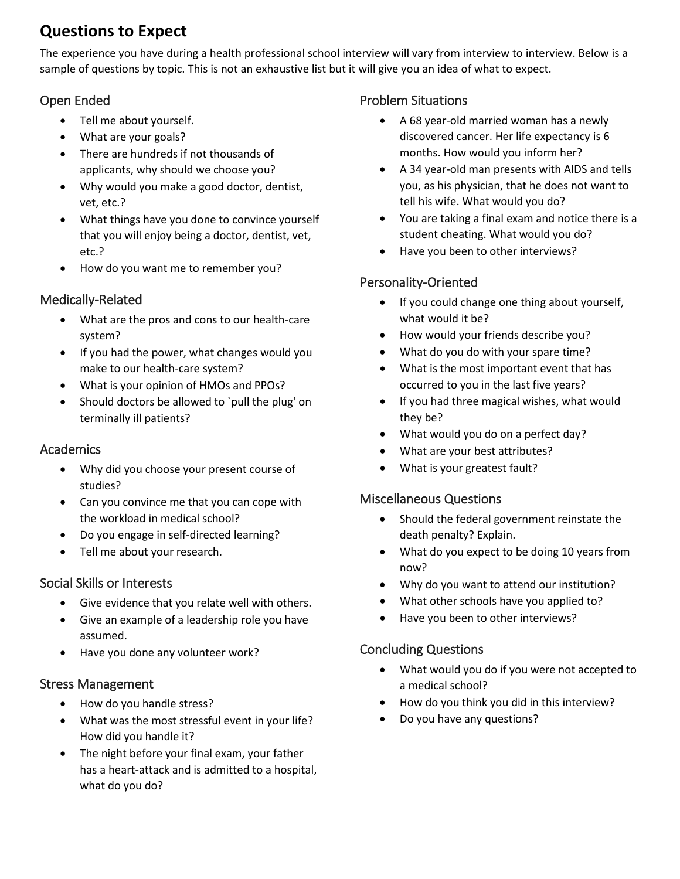# Questions to Expect

The experience you have during a health professional school interview will vary from interview to interview. Below is a sample of questions by topic. This is not an exhaustive list but it will give you an idea of what to expect.

## Open Ended

- Tell me about yourself.
- What are your goals?
- There are hundreds if not thousands of applicants, why should we choose you?
- Why would you make a good doctor, dentist, vet, etc.?
- What things have you done to convince yourself that you will enjoy being a doctor, dentist, vet, etc.?
- How do you want me to remember you?

## Medically-Related

- What are the pros and cons to our health-care system?
- If you had the power, what changes would you make to our health-care system?
- What is your opinion of HMOs and PPOs?
- Should doctors be allowed to `pull the plug' on terminally ill patients?

## Academics

- Why did you choose your present course of studies?
- Can you convince me that you can cope with the workload in medical school?
- Do you engage in self-directed learning?
- Tell me about your research.

## Social Skills or Interests

- Give evidence that you relate well with others.
- Give an example of a leadership role you have assumed.
- Have you done any volunteer work?

## Stress Management

- How do you handle stress?
- What was the most stressful event in your life? How did you handle it?
- The night before your final exam, your father has a heart-attack and is admitted to a hospital, what do you do?

## Problem Situations

- A 68 year-old married woman has a newly discovered cancer. Her life expectancy is 6 months. How would you inform her?
- A 34 year-old man presents with AIDS and tells you, as his physician, that he does not want to tell his wife. What would you do?
- You are taking a final exam and notice there is a student cheating. What would you do?
- Have you been to other interviews?

## Personality-Oriented

- If you could change one thing about yourself, what would it be?
- How would your friends describe you?
- What do you do with your spare time?
- What is the most important event that has occurred to you in the last five years?
- If you had three magical wishes, what would they be?
- What would you do on a perfect day?
- What are your best attributes?
- What is your greatest fault?

## Miscellaneous Questions

- Should the federal government reinstate the death penalty? Explain.
- What do you expect to be doing 10 years from now?
- Why do you want to attend our institution?
- What other schools have you applied to?
- Have you been to other interviews?

## Concluding Questions

- What would you do if you were not accepted to a medical school?
- How do you think you did in this interview?
- Do you have any questions?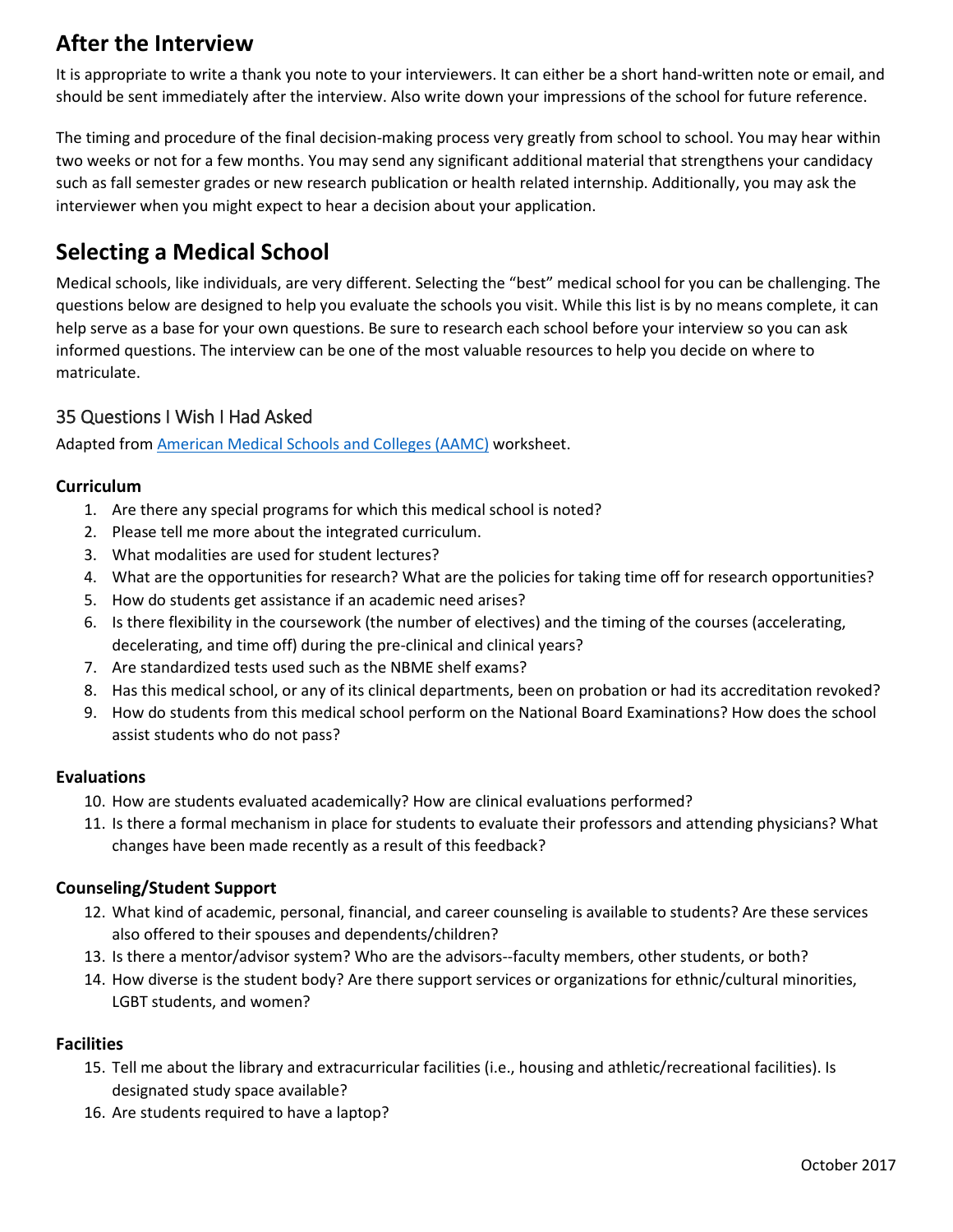## After the Interview

It is appropriate to write a thank you note to your interviewers. It can either be a short hand-written note or email, and should be sent immediately after the interview. Also write down your impressions of the school for future reference.

The timing and procedure of the final decision-making process very greatly from school to school. You may hear within two weeks or not for a few months. You may send any significant additional material that strengthens your candidacy such as fall semester grades or new research publication or health related internship. Additionally, you may ask the interviewer when you might expect to hear a decision about your application.

## Selecting a Medical School

Medical schools, like individuals, are very different. Selecting the "best" medical school for you can be challenging. The questions below are designed to help you evaluate the schools you visit. While this list is by no means complete, it can help serve as a base for your own questions. Be sure to research each school before your interview so you can ask informed questions. The interview can be one of the most valuable resources to help you decide on where to matriculate.

### 35 Questions I Wish I Had Asked

Adapted from [American Medical Schools and Colleges (AAMC)]() worksheet.

**Curriculum**

1. Are there any special programs for which this medical school is noted?
2. Please tell me more about the integrated curriculum.
3. What modalities are used for student lectures?
4. What are the opportunities for research? What are the policies for taking time off for research opportunities?
5. How do students get assistance if an academic need arises?
6. Is there flexibility in the coursework (the number of electives) and the timing of the courses (accelerating, decelerating, and time off) during the pre-clinical and clinical years?
7. Are standardized tests used such as the NBME shelf exams?
8. Has this medical school, or any of its clinical departments, been on probation or had its accreditation revoked?
9. How do students from this medical school perform on the National Board Examinations? How does the school assist students who do not pass?

**Evaluations**

10. How are students evaluated academically? How are clinical evaluations performed?
11. Is there a formal mechanism in place for students to evaluate their professors and attending physicians? What changes have been made recently as a result of this feedback?

**Counseling/Student Support**

12. What kind of academic, personal, financial, and career counseling is available to students? Are these services also offered to their spouses and dependents/children?
13. Is there a mentor/advisor system? Who are the advisors--faculty members, other students, or both?
14. How diverse is the student body? Are there support services or organizations for ethnic/cultural minorities, LGBT students, and women?

**Facilities**

15. Tell me about the library and extracurricular facilities (i.e., housing and athletic/recreational facilities). Is designated study space available?
16. Are students required to have a laptop?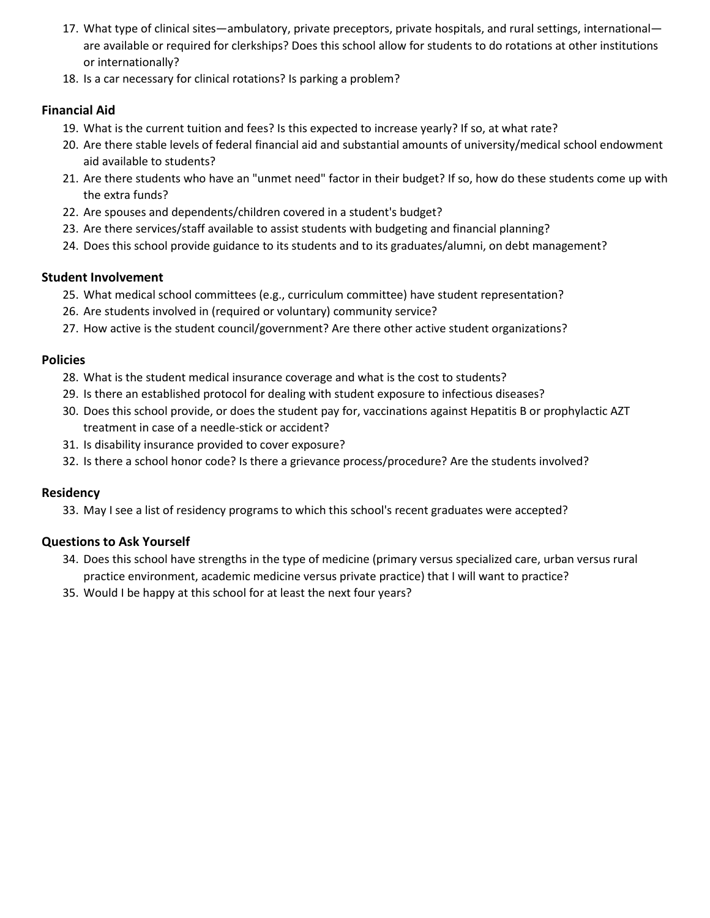17. What type of clinical sites—ambulatory, private preceptors, private hospitals, and rural settings, international—are available or required for clerkships? Does this school allow for students to do rotations at other institutions or internationally?
18. Is a car necessary for clinical rotations? Is parking a problem?

### Financial Aid

19. What is the current tuition and fees? Is this expected to increase yearly? If so, at what rate?
20. Are there stable levels of federal financial aid and substantial amounts of university/medical school endowment aid available to students?
21. Are there students who have an "unmet need" factor in their budget? If so, how do these students come up with the extra funds?
22. Are spouses and dependents/children covered in a student's budget?
23. Are there services/staff available to assist students with budgeting and financial planning?
24. Does this school provide guidance to its students and to its graduates/alumni, on debt management?

### Student Involvement

25. What medical school committees (e.g., curriculum committee) have student representation?
26. Are students involved in (required or voluntary) community service?
27. How active is the student council/government? Are there other active student organizations?

### Policies

28. What is the student medical insurance coverage and what is the cost to students?
29. Is there an established protocol for dealing with student exposure to infectious diseases?
30. Does this school provide, or does the student pay for, vaccinations against Hepatitis B or prophylactic AZT treatment in case of a needle-stick or accident?
31. Is disability insurance provided to cover exposure?
32. Is there a school honor code? Is there a grievance process/procedure? Are the students involved?

### Residency

33. May I see a list of residency programs to which this school's recent graduates were accepted?

### Questions to Ask Yourself

34. Does this school have strengths in the type of medicine (primary versus specialized care, urban versus rural practice environment, academic medicine versus private practice) that I will want to practice?
35. Would I be happy at this school for at least the next four years?